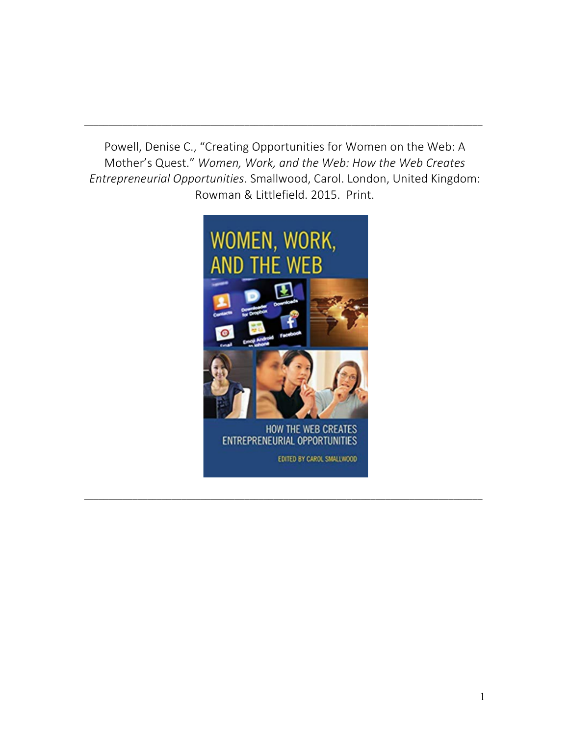---

Powell, Denise C., "Creating Opportunities for Women on the Web: A Mother's Quest." *Women, Work, and the Web: How the Web Creates Entrepreneurial Opportunities*. Smallwood, Carol. London, United Kingdom: Rowman & Littlefield. 2015. Print.

---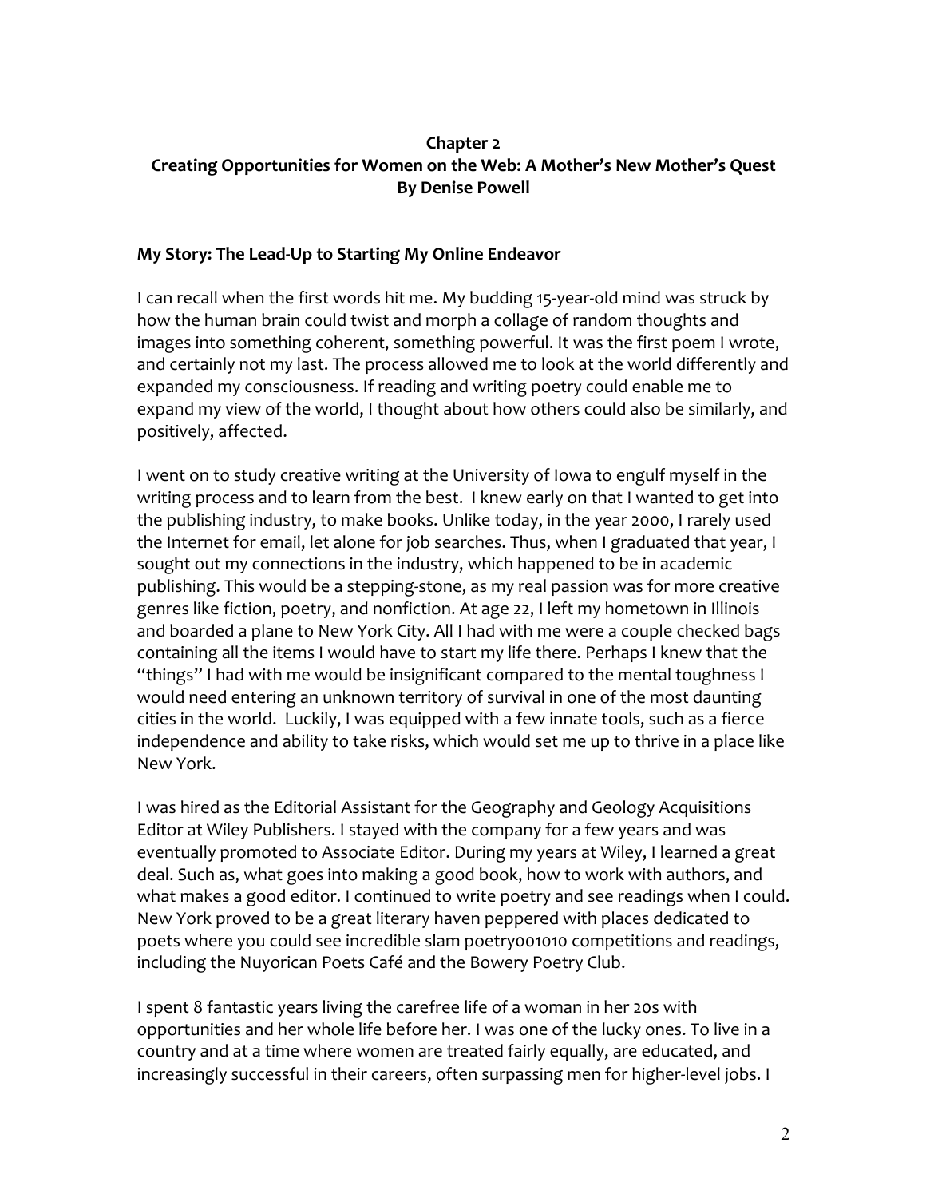**Chapter 2**
**Creating Opportunities for Women on the Web: A Mother's New Mother's Quest**
**By Denise Powell**

### My Story: The Lead-Up to Starting My Online Endeavor

I can recall when the first words hit me. My budding 15-year-old mind was struck by how the human brain could twist and morph a collage of random thoughts and images into something coherent, something powerful. It was the first poem I wrote, and certainly not my last. The process allowed me to look at the world differently and expanded my consciousness. If reading and writing poetry could enable me to expand my view of the world, I thought about how others could also be similarly, and positively, affected.

I went on to study creative writing at the University of Iowa to engulf myself in the writing process and to learn from the best. I knew early on that I wanted to get into the publishing industry, to make books. Unlike today, in the year 2000, I rarely used the Internet for email, let alone for job searches. Thus, when I graduated that year, I sought out my connections in the industry, which happened to be in academic publishing. This would be a stepping-stone, as my real passion was for more creative genres like fiction, poetry, and nonfiction. At age 22, I left my hometown in Illinois and boarded a plane to New York City. All I had with me were a couple checked bags containing all the items I would have to start my life there. Perhaps I knew that the "things" I had with me would be insignificant compared to the mental toughness I would need entering an unknown territory of survival in one of the most daunting cities in the world. Luckily, I was equipped with a few innate tools, such as a fierce independence and ability to take risks, which would set me up to thrive in a place like New York.

I was hired as the Editorial Assistant for the Geography and Geology Acquisitions Editor at Wiley Publishers. I stayed with the company for a few years and was eventually promoted to Associate Editor. During my years at Wiley, I learned a great deal. Such as, what goes into making a good book, how to work with authors, and what makes a good editor. I continued to write poetry and see readings when I could. New York proved to be a great literary haven peppered with places dedicated to poets where you could see incredible slam poetry001010 competitions and readings, including the Nuyorican Poets Café and the Bowery Poetry Club.

I spent 8 fantastic years living the carefree life of a woman in her 20s with opportunities and her whole life before her. I was one of the lucky ones. To live in a country and at a time where women are treated fairly equally, are educated, and increasingly successful in their careers, often surpassing men for higher-level jobs. I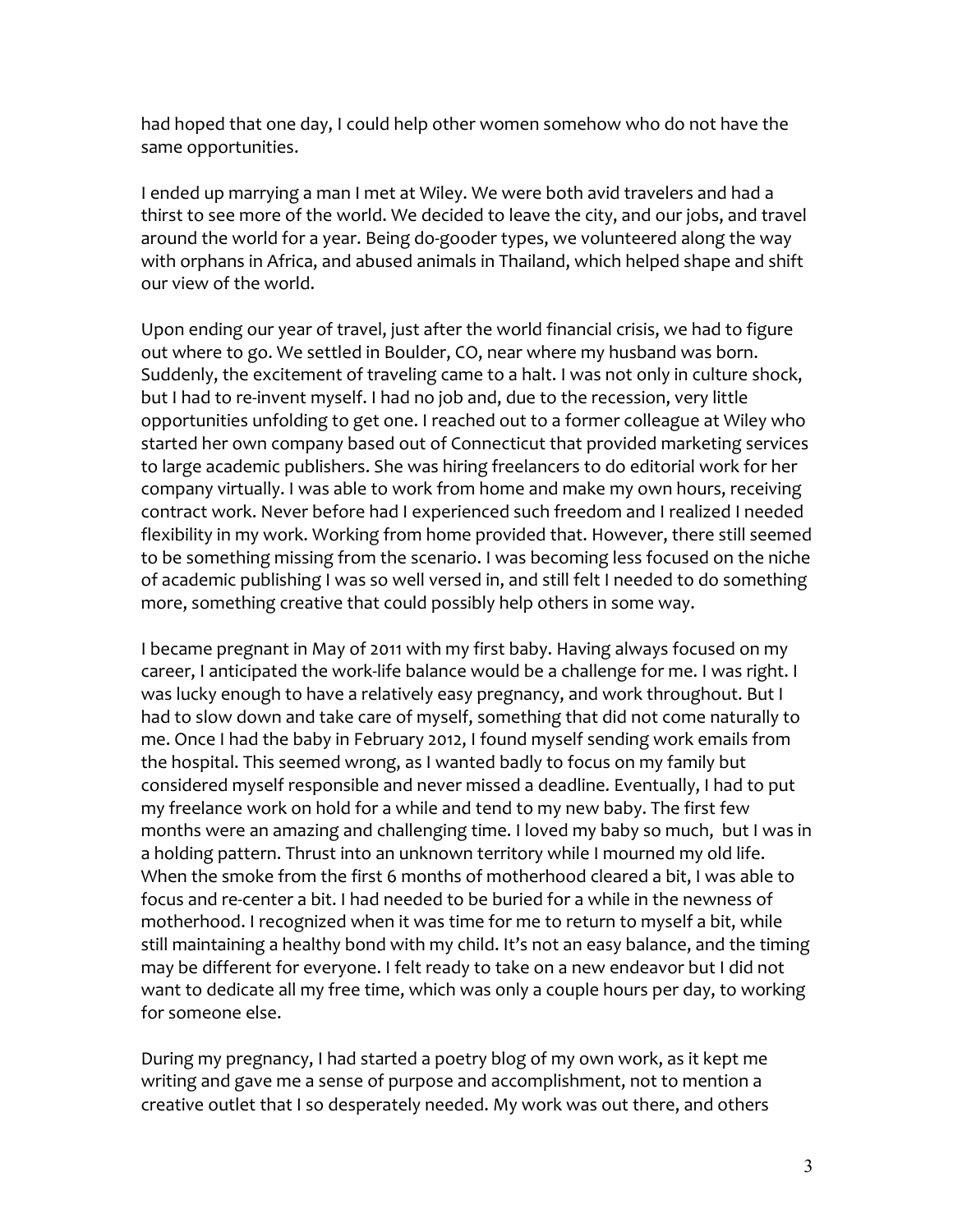had hoped that one day, I could help other women somehow who do not have the same opportunities.

I ended up marrying a man I met at Wiley. We were both avid travelers and had a thirst to see more of the world. We decided to leave the city, and our jobs, and travel around the world for a year. Being do-gooder types, we volunteered along the way with orphans in Africa, and abused animals in Thailand, which helped shape and shift our view of the world.

Upon ending our year of travel, just after the world financial crisis, we had to figure out where to go. We settled in Boulder, CO, near where my husband was born. Suddenly, the excitement of traveling came to a halt. I was not only in culture shock, but I had to re-invent myself. I had no job and, due to the recession, very little opportunities unfolding to get one. I reached out to a former colleague at Wiley who started her own company based out of Connecticut that provided marketing services to large academic publishers. She was hiring freelancers to do editorial work for her company virtually. I was able to work from home and make my own hours, receiving contract work. Never before had I experienced such freedom and I realized I needed flexibility in my work. Working from home provided that. However, there still seemed to be something missing from the scenario. I was becoming less focused on the niche of academic publishing I was so well versed in, and still felt I needed to do something more, something creative that could possibly help others in some way.

I became pregnant in May of 2011 with my first baby. Having always focused on my career, I anticipated the work-life balance would be a challenge for me. I was right. I was lucky enough to have a relatively easy pregnancy, and work throughout. But I had to slow down and take care of myself, something that did not come naturally to me. Once I had the baby in February 2012, I found myself sending work emails from the hospital. This seemed wrong, as I wanted badly to focus on my family but considered myself responsible and never missed a deadline. Eventually, I had to put my freelance work on hold for a while and tend to my new baby. The first few months were an amazing and challenging time. I loved my baby so much, but I was in a holding pattern. Thrust into an unknown territory while I mourned my old life. When the smoke from the first 6 months of motherhood cleared a bit, I was able to focus and re-center a bit. I had needed to be buried for a while in the newness of motherhood. I recognized when it was time for me to return to myself a bit, while still maintaining a healthy bond with my child. It's not an easy balance, and the timing may be different for everyone. I felt ready to take on a new endeavor but I did not want to dedicate all my free time, which was only a couple hours per day, to working for someone else.

During my pregnancy, I had started a poetry blog of my own work, as it kept me writing and gave me a sense of purpose and accomplishment, not to mention a creative outlet that I so desperately needed. My work was out there, and others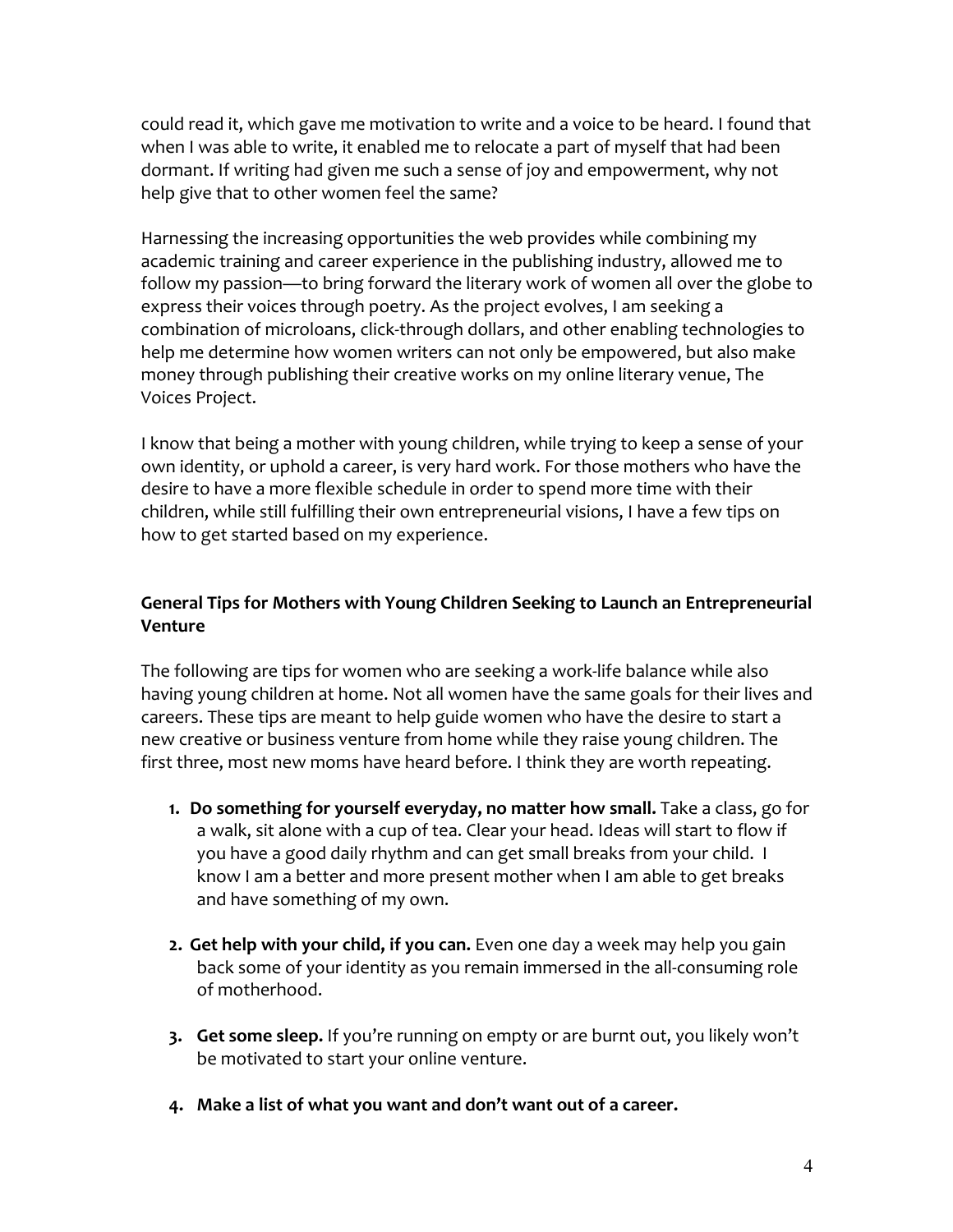could read it, which gave me motivation to write and a voice to be heard. I found that when I was able to write, it enabled me to relocate a part of myself that had been dormant. If writing had given me such a sense of joy and empowerment, why not help give that to other women feel the same?

Harnessing the increasing opportunities the web provides while combining my academic training and career experience in the publishing industry, allowed me to follow my passion—to bring forward the literary work of women all over the globe to express their voices through poetry. As the project evolves, I am seeking a combination of microloans, click-through dollars, and other enabling technologies to help me determine how women writers can not only be empowered, but also make money through publishing their creative works on my online literary venue, The Voices Project.

I know that being a mother with young children, while trying to keep a sense of your own identity, or uphold a career, is very hard work. For those mothers who have the desire to have a more flexible schedule in order to spend more time with their children, while still fulfilling their own entrepreneurial visions, I have a few tips on how to get started based on my experience.

### General Tips for Mothers with Young Children Seeking to Launch an Entrepreneurial Venture

The following are tips for women who are seeking a work-life balance while also having young children at home. Not all women have the same goals for their lives and careers. These tips are meant to help guide women who have the desire to start a new creative or business venture from home while they raise young children. The first three, most new moms have heard before. I think they are worth repeating.

1. **Do something for yourself everyday, no matter how small.** Take a class, go for a walk, sit alone with a cup of tea. Clear your head. Ideas will start to flow if you have a good daily rhythm and can get small breaks from your child. I know I am a better and more present mother when I am able to get breaks and have something of my own.

2. **Get help with your child, if you can.** Even one day a week may help you gain back some of your identity as you remain immersed in the all-consuming role of motherhood.

3. **Get some sleep.** If you're running on empty or are burnt out, you likely won't be motivated to start your online venture.

4. **Make a list of what you want and don't want out of a career.**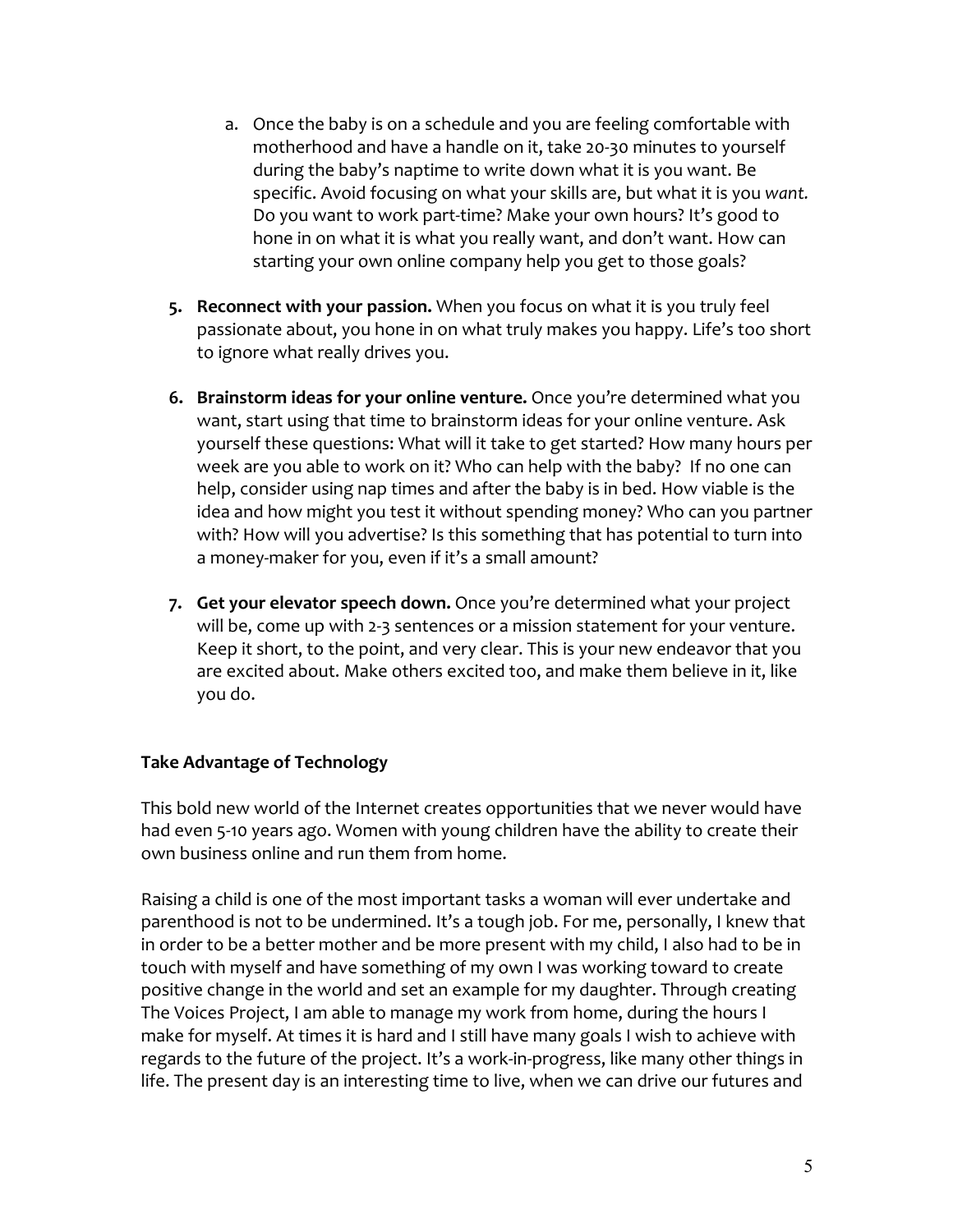a. Once the baby is on a schedule and you are feeling comfortable with motherhood and have a handle on it, take 20-30 minutes to yourself during the baby's naptime to write down what it is you want. Be specific. Avoid focusing on what your skills are, but what it is you *want.* Do you want to work part-time? Make your own hours? It's good to hone in on what it is what you really want, and don't want. How can starting your own online company help you get to those goals?

5. **Reconnect with your passion.** When you focus on what it is you truly feel passionate about, you hone in on what truly makes you happy. Life's too short to ignore what really drives you.

6. **Brainstorm ideas for your online venture.** Once you're determined what you want, start using that time to brainstorm ideas for your online venture. Ask yourself these questions: What will it take to get started? How many hours per week are you able to work on it? Who can help with the baby? If no one can help, consider using nap times and after the baby is in bed. How viable is the idea and how might you test it without spending money? Who can you partner with? How will you advertise? Is this something that has potential to turn into a money-maker for you, even if it's a small amount?

7. **Get your elevator speech down.** Once you're determined what your project will be, come up with 2-3 sentences or a mission statement for your venture. Keep it short, to the point, and very clear. This is your new endeavor that you are excited about. Make others excited too, and make them believe in it, like you do.

**Take Advantage of Technology**

This bold new world of the Internet creates opportunities that we never would have had even 5-10 years ago. Women with young children have the ability to create their own business online and run them from home.

Raising a child is one of the most important tasks a woman will ever undertake and parenthood is not to be undermined. It's a tough job. For me, personally, I knew that in order to be a better mother and be more present with my child, I also had to be in touch with myself and have something of my own I was working toward to create positive change in the world and set an example for my daughter. Through creating The Voices Project, I am able to manage my work from home, during the hours I make for myself. At times it is hard and I still have many goals I wish to achieve with regards to the future of the project. It's a work-in-progress, like many other things in life. The present day is an interesting time to live, when we can drive our futures and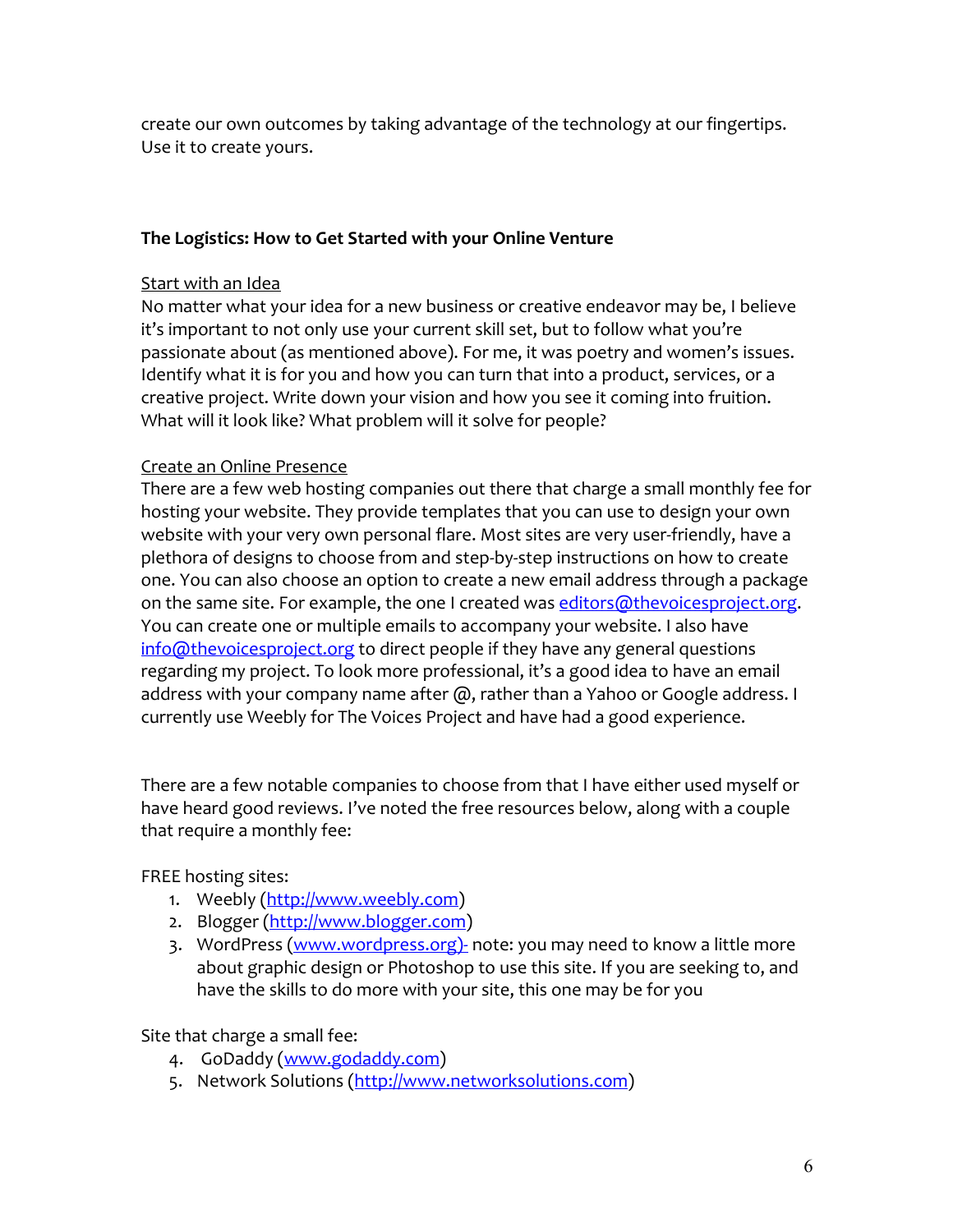create our own outcomes by taking advantage of the technology at our fingertips. Use it to create yours.

**The Logistics: How to Get Started with your Online Venture**

<u>Start with an Idea</u>

No matter what your idea for a new business or creative endeavor may be, I believe it's important to not only use your current skill set, but to follow what you're passionate about (as mentioned above). For me, it was poetry and women's issues. Identify what it is for you and how you can turn that into a product, services, or a creative project. Write down your vision and how you see it coming into fruition. What will it look like? What problem will it solve for people?

<u>Create an Online Presence</u>

There are a few web hosting companies out there that charge a small monthly fee for hosting your website. They provide templates that you can use to design your own website with your very own personal flare. Most sites are very user-friendly, have a plethora of designs to choose from and step-by-step instructions on how to create one. You can also choose an option to create a new email address through a package on the same site. For example, the one I created was [editors@thevoicesproject.org](mailto:editors@thevoicesproject.org). You can create one or multiple emails to accompany your website. I also have [info@thevoicesproject.org](mailto:info@thevoicesproject.org) to direct people if they have any general questions regarding my project. To look more professional, it's a good idea to have an email address with your company name after @, rather than a Yahoo or Google address. I currently use Weebly for The Voices Project and have had a good experience.

There are a few notable companies to choose from that I have either used myself or have heard good reviews. I've noted the free resources below, along with a couple that require a monthly fee:

FREE hosting sites:

1. Weebly ([http://www.weebly.com](http://www.weebly.com))
2. Blogger ([http://www.blogger.com](http://www.blogger.com))
3. WordPress ([www.wordpress.org](http://www.wordpress.org))- note: you may need to know a little more about graphic design or Photoshop to use this site. If you are seeking to, and have the skills to do more with your site, this one may be for you

Site that charge a small fee:

4. GoDaddy ([www.godaddy.com](http://www.godaddy.com))
5. Network Solutions ([http://www.networksolutions.com](http://www.networksolutions.com))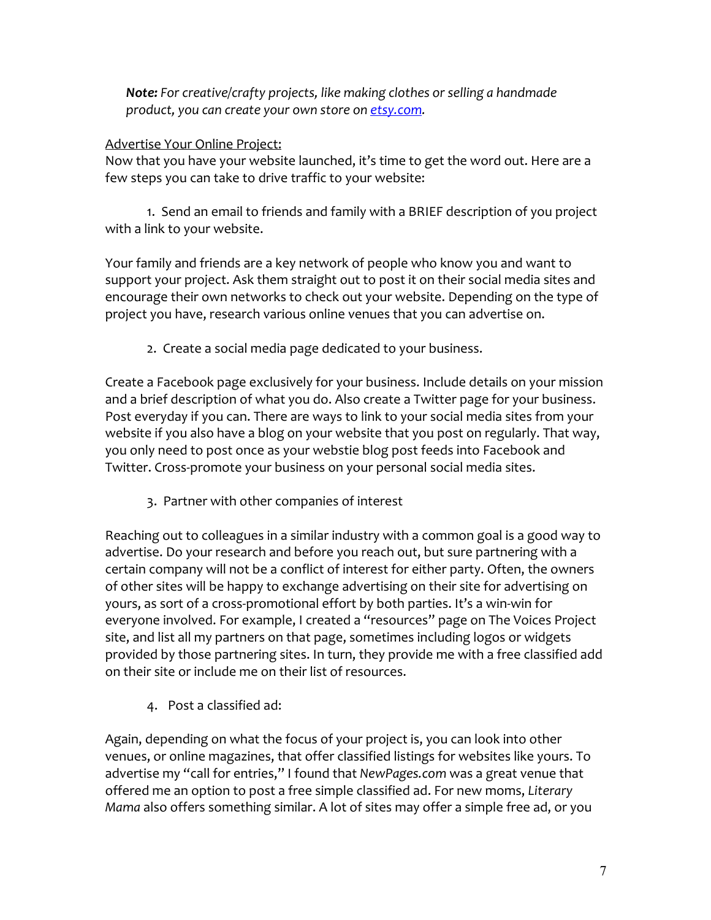***Note:*** *For creative/crafty projects, like making clothes or selling a handmade product, you can create your own store on [etsy.com](etsy.com).*

<u>Advertise Your Online Project:</u>

Now that you have your website launched, it's time to get the word out. Here are a few steps you can take to drive traffic to your website:

1. Send an email to friends and family with a BRIEF description of you project with a link to your website.

Your family and friends are a key network of people who know you and want to support your project. Ask them straight out to post it on their social media sites and encourage their own networks to check out your website. Depending on the type of project you have, research various online venues that you can advertise on.

2. Create a social media page dedicated to your business.

Create a Facebook page exclusively for your business. Include details on your mission and a brief description of what you do. Also create a Twitter page for your business. Post everyday if you can. There are ways to link to your social media sites from your website if you also have a blog on your website that you post on regularly. That way, you only need to post once as your webstie blog post feeds into Facebook and Twitter. Cross-promote your business on your personal social media sites.

3. Partner with other companies of interest

Reaching out to colleagues in a similar industry with a common goal is a good way to advertise. Do your research and before you reach out, but sure partnering with a certain company will not be a conflict of interest for either party. Often, the owners of other sites will be happy to exchange advertising on their site for advertising on yours, as sort of a cross-promotional effort by both parties. It's a win-win for everyone involved. For example, I created a "resources" page on The Voices Project site, and list all my partners on that page, sometimes including logos or widgets provided by those partnering sites. In turn, they provide me with a free classified add on their site or include me on their list of resources.

4. Post a classified ad:

Again, depending on what the focus of your project is, you can look into other venues, or online magazines, that offer classified listings for websites like yours. To advertise my "call for entries," I found that *NewPages.com* was a great venue that offered me an option to post a free simple classified ad. For new moms, *Literary Mama* also offers something similar. A lot of sites may offer a simple free ad, or you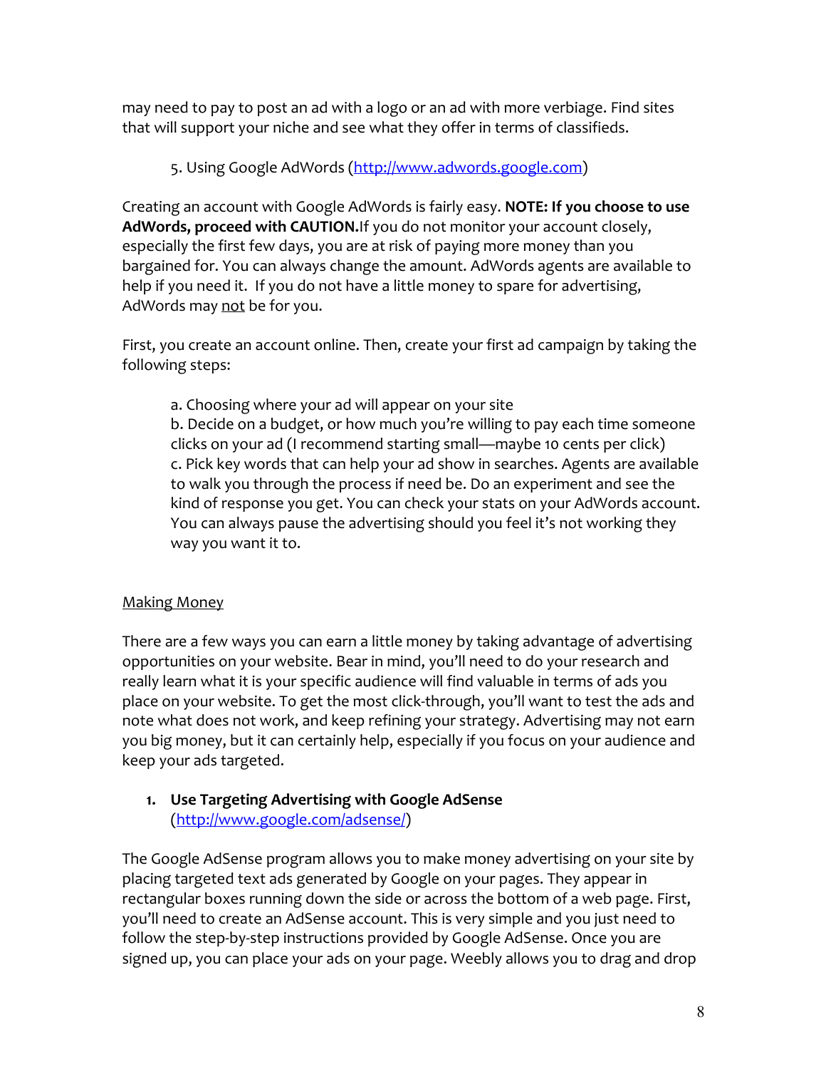may need to pay to post an ad with a logo or an ad with more verbiage. Find sites that will support your niche and see what they offer in terms of classifieds.

5. Using Google AdWords (http://www.adwords.google.com)

Creating an account with Google AdWords is fairly easy. **NOTE: If you choose to use AdWords, proceed with CAUTION.**If you do not monitor your account closely, especially the first few days, you are at risk of paying more money than you bargained for. You can always change the amount. AdWords agents are available to help if you need it. If you do not have a little money to spare for advertising, AdWords may not be for you.

First, you create an account online. Then, create your first ad campaign by taking the following steps:

a. Choosing where your ad will appear on your site
b. Decide on a budget, or how much you're willing to pay each time someone clicks on your ad (I recommend starting small—maybe 10 cents per click)
c. Pick key words that can help your ad show in searches. Agents are available to walk you through the process if need be. Do an experiment and see the kind of response you get. You can check your stats on your AdWords account. You can always pause the advertising should you feel it's not working they way you want it to.

## Making Money

There are a few ways you can earn a little money by taking advantage of advertising opportunities on your website. Bear in mind, you'll need to do your research and really learn what it is your specific audience will find valuable in terms of ads you place on your website. To get the most click-through, you'll want to test the ads and note what does not work, and keep refining your strategy. Advertising may not earn you big money, but it can certainly help, especially if you focus on your audience and keep your ads targeted.

1. **Use Targeting Advertising with Google AdSense** (http://www.google.com/adsense/)

The Google AdSense program allows you to make money advertising on your site by placing targeted text ads generated by Google on your pages. They appear in rectangular boxes running down the side or across the bottom of a web page. First, you'll need to create an AdSense account. This is very simple and you just need to follow the step-by-step instructions provided by Google AdSense. Once you are signed up, you can place your ads on your page. Weebly allows you to drag and drop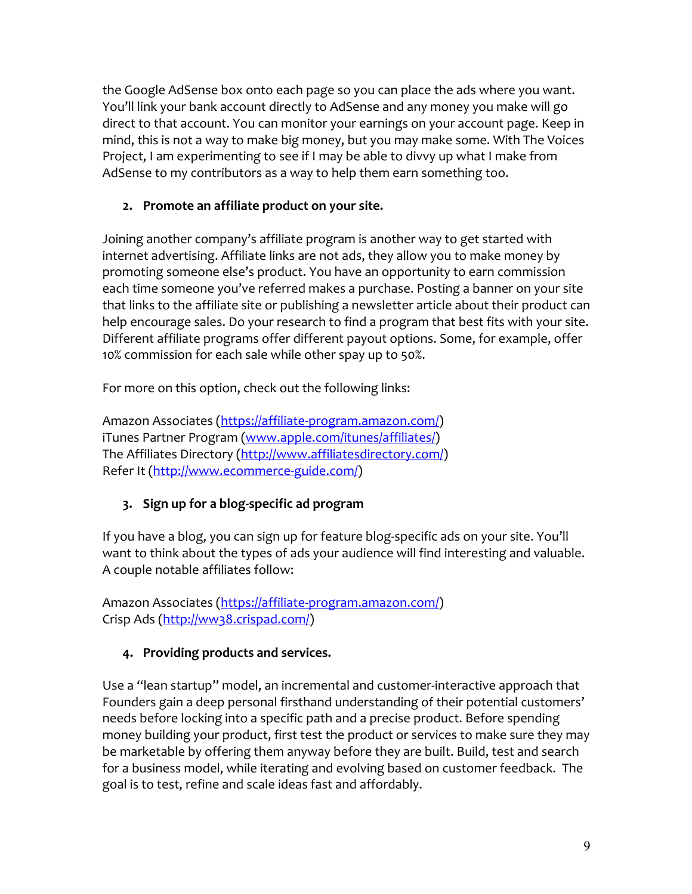the Google AdSense box onto each page so you can place the ads where you want. You'll link your bank account directly to AdSense and any money you make will go direct to that account. You can monitor your earnings on your account page. Keep in mind, this is not a way to make big money, but you may make some. With The Voices Project, I am experimenting to see if I may be able to divvy up what I make from AdSense to my contributors as a way to help them earn something too.

2. **Promote an affiliate product on your site.**

Joining another company's affiliate program is another way to get started with internet advertising. Affiliate links are not ads, they allow you to make money by promoting someone else's product. You have an opportunity to earn commission each time someone you've referred makes a purchase. Posting a banner on your site that links to the affiliate site or publishing a newsletter article about their product can help encourage sales. Do your research to find a program that best fits with your site. Different affiliate programs offer different payout options. Some, for example, offer 10% commission for each sale while other spay up to 50%.

For more on this option, check out the following links:

Amazon Associates (https://affiliate-program.amazon.com/)
iTunes Partner Program (www.apple.com/itunes/affiliates/)
The Affiliates Directory (http://www.affiliatesdirectory.com/)
Refer It (http://www.ecommerce-guide.com/)

3. **Sign up for a blog-specific ad program**

If you have a blog, you can sign up for feature blog-specific ads on your site. You'll want to think about the types of ads your audience will find interesting and valuable. A couple notable affiliates follow:

Amazon Associates (https://affiliate-program.amazon.com/)
Crisp Ads (http://ww38.crispad.com/)

4. **Providing products and services.**

Use a "lean startup" model, an incremental and customer-interactive approach that Founders gain a deep personal firsthand understanding of their potential customers' needs before locking into a specific path and a precise product. Before spending money building your product, first test the product or services to make sure they may be marketable by offering them anyway before they are built. Build, test and search for a business model, while iterating and evolving based on customer feedback. The goal is to test, refine and scale ideas fast and affordably.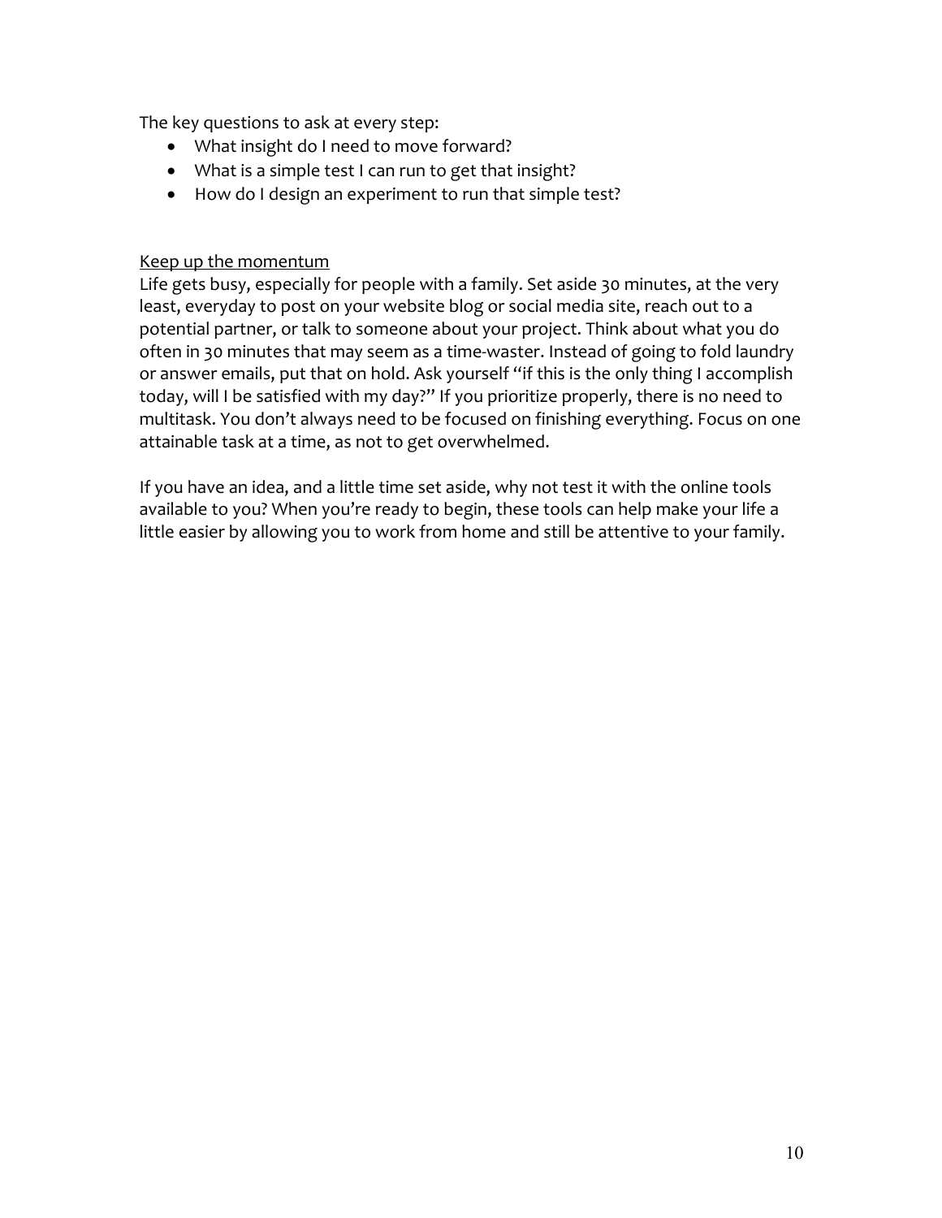The key questions to ask at every step:

- What insight do I need to move forward?
- What is a simple test I can run to get that insight?
- How do I design an experiment to run that simple test?

<u>Keep up the momentum</u>

Life gets busy, especially for people with a family. Set aside 30 minutes, at the very least, everyday to post on your website blog or social media site, reach out to a potential partner, or talk to someone about your project. Think about what you do often in 30 minutes that may seem as a time-waster. Instead of going to fold laundry or answer emails, put that on hold. Ask yourself "if this is the only thing I accomplish today, will I be satisfied with my day?" If you prioritize properly, there is no need to multitask. You don't always need to be focused on finishing everything. Focus on one attainable task at a time, as not to get overwhelmed.

If you have an idea, and a little time set aside, why not test it with the online tools available to you? When you're ready to begin, these tools can help make your life a little easier by allowing you to work from home and still be attentive to your family.